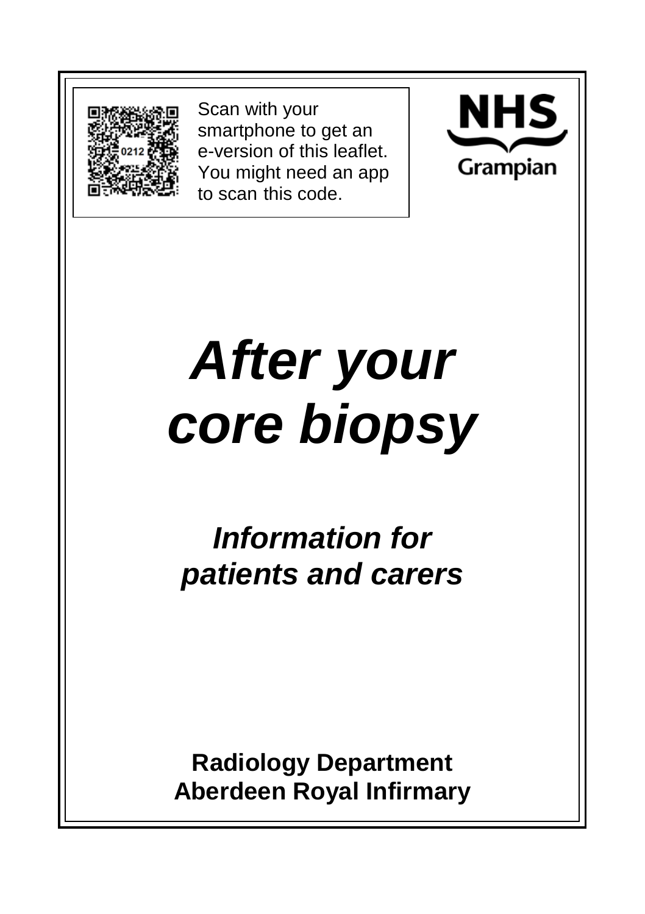Scan with your smartphone to get an e-version of this leaflet. You might need an app to scan this code.

NHS Grampian

# *After your core biopsy*

## *Information for patients and carers*

**Radiology Department**
**Aberdeen Royal Infirmary**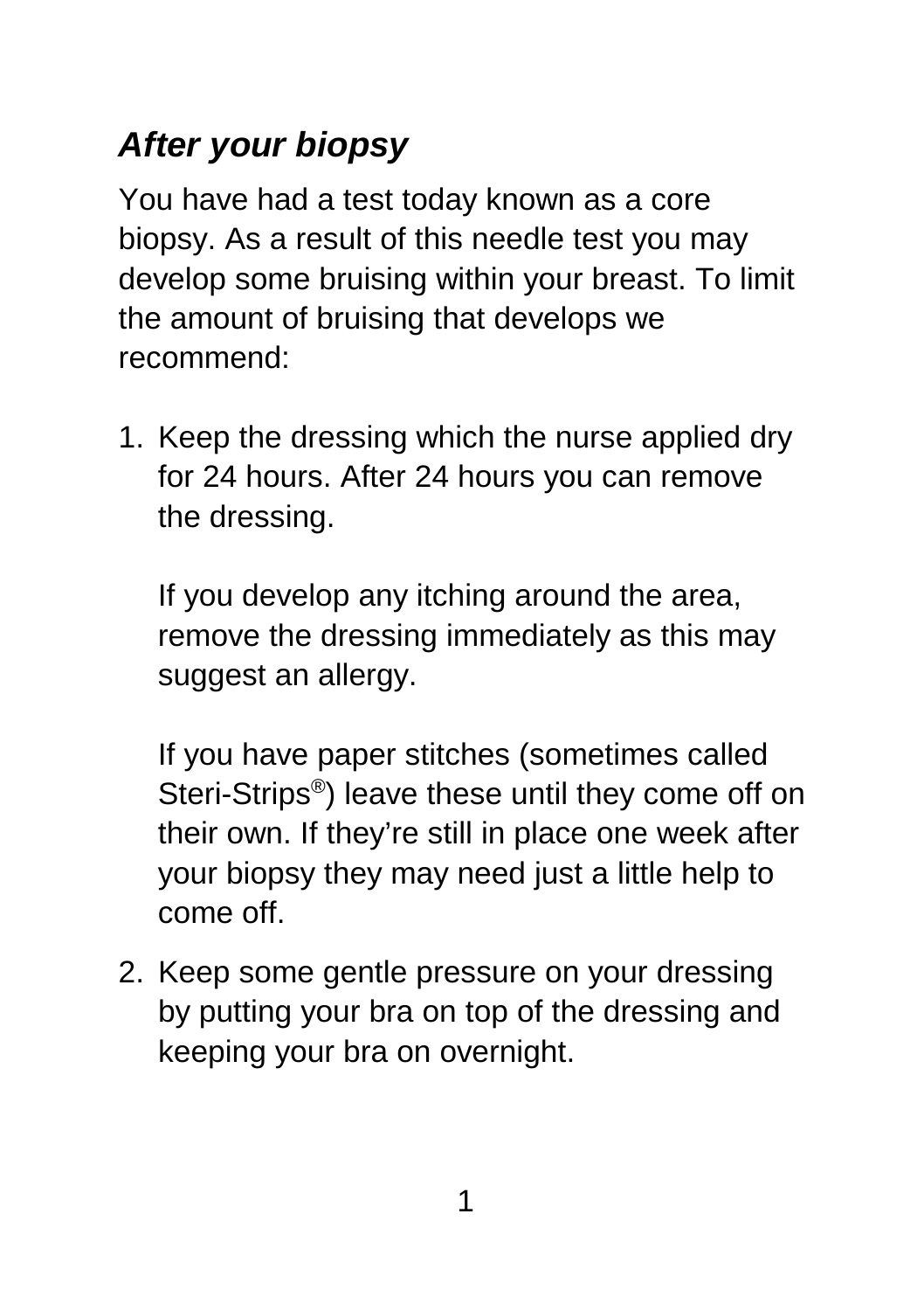## *After your biopsy*

You have had a test today known as a core biopsy. As a result of this needle test you may develop some bruising within your breast. To limit the amount of bruising that develops we recommend:

1. Keep the dressing which the nurse applied dry for 24 hours. After 24 hours you can remove the dressing.

   If you develop any itching around the area, remove the dressing immediately as this may suggest an allergy.

   If you have paper stitches (sometimes called Steri-Strips®) leave these until they come off on their own. If they're still in place one week after your biopsy they may need just a little help to come off.

2. Keep some gentle pressure on your dressing by putting your bra on top of the dressing and keeping your bra on overnight.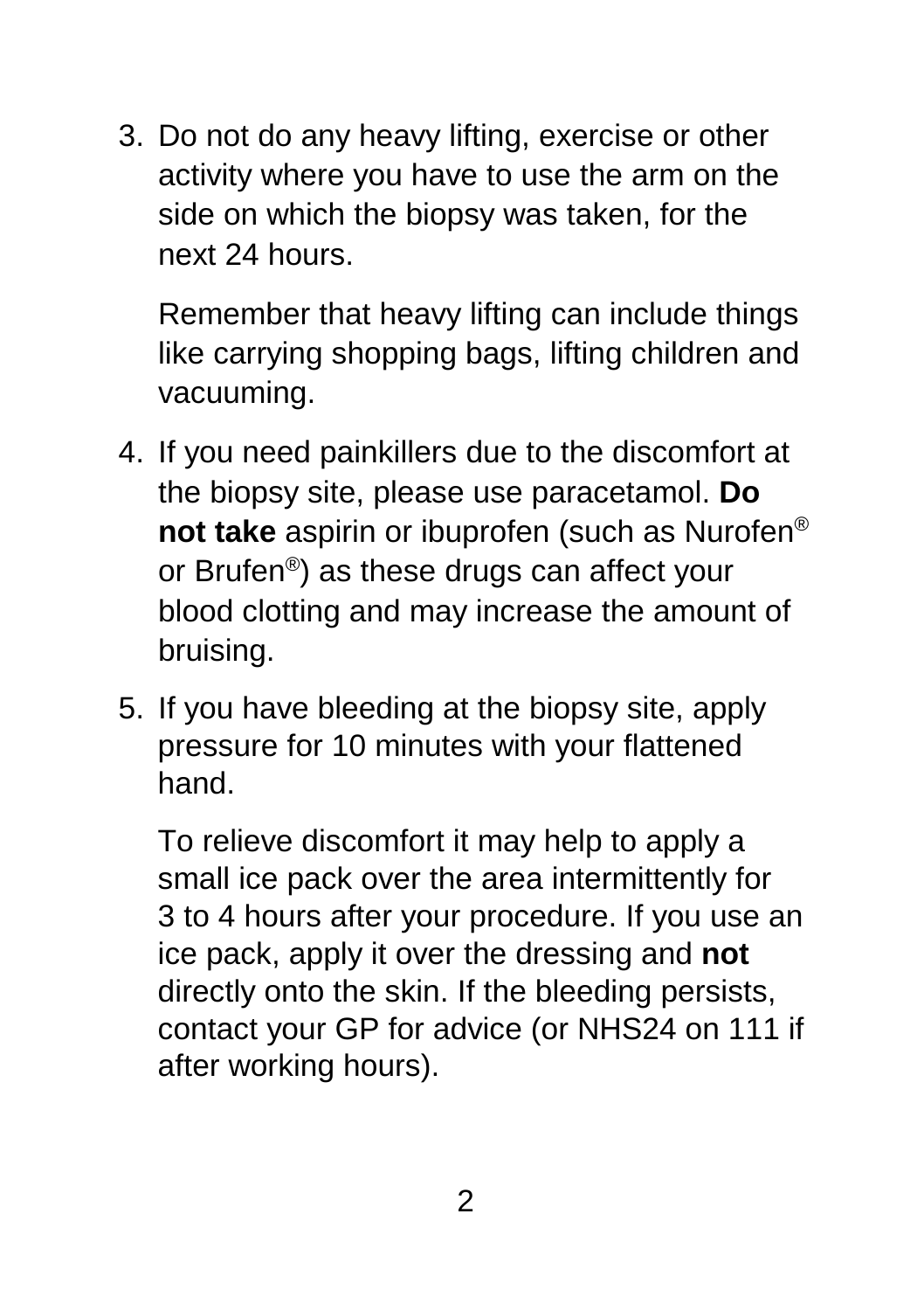3. Do not do any heavy lifting, exercise or other activity where you have to use the arm on the side on which the biopsy was taken, for the next 24 hours.

   Remember that heavy lifting can include things like carrying shopping bags, lifting children and vacuuming.

4. If you need painkillers due to the discomfort at the biopsy site, please use paracetamol. **Do not take** aspirin or ibuprofen (such as Nurofen® or Brufen®) as these drugs can affect your blood clotting and may increase the amount of bruising.

5. If you have bleeding at the biopsy site, apply pressure for 10 minutes with your flattened hand.

   To relieve discomfort it may help to apply a small ice pack over the area intermittently for 3 to 4 hours after your procedure. If you use an ice pack, apply it over the dressing and **not** directly onto the skin. If the bleeding persists, contact your GP for advice (or NHS24 on 111 if after working hours).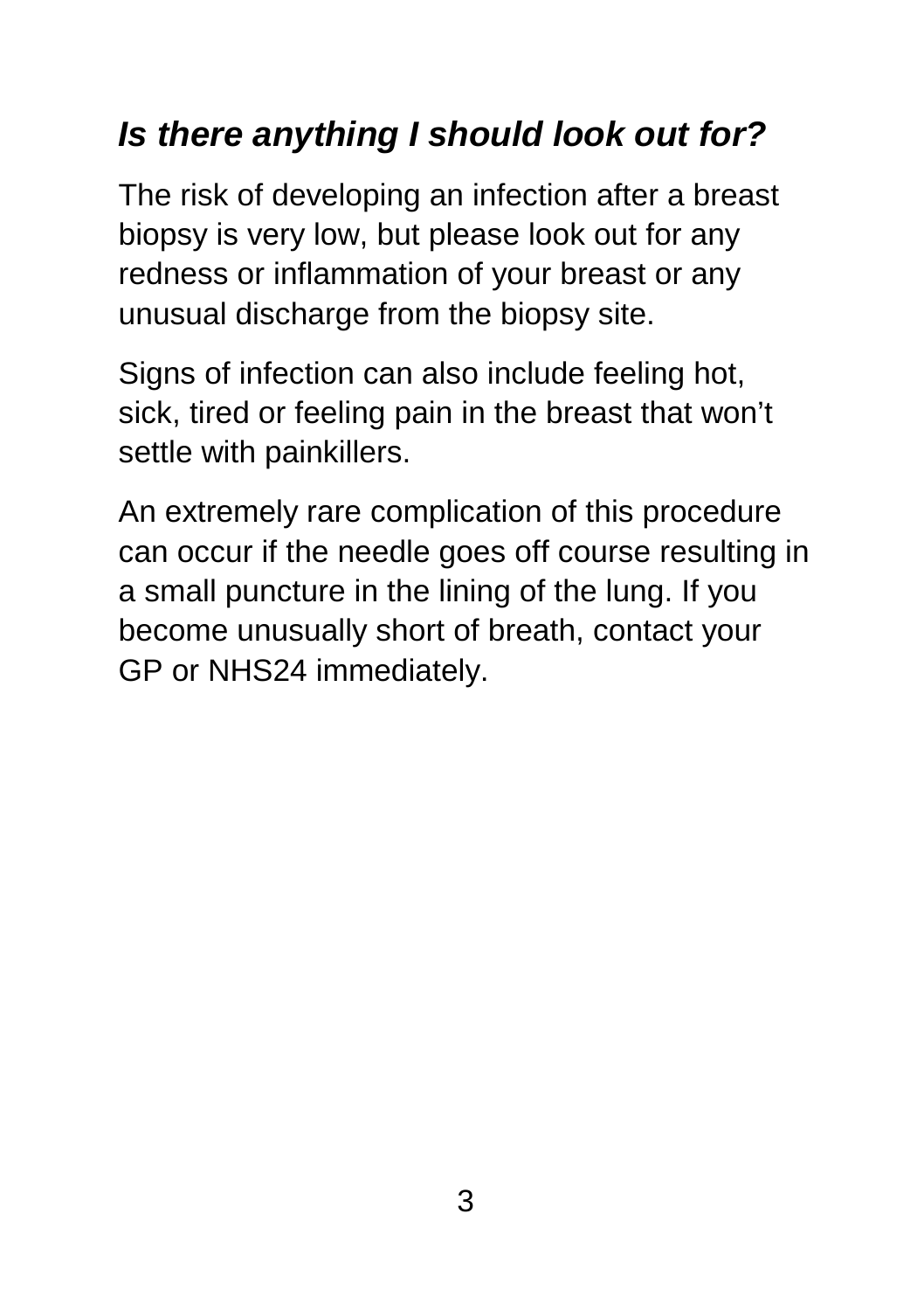## *Is there anything I should look out for?*

The risk of developing an infection after a breast biopsy is very low, but please look out for any redness or inflammation of your breast or any unusual discharge from the biopsy site.

Signs of infection can also include feeling hot, sick, tired or feeling pain in the breast that won't settle with painkillers.

An extremely rare complication of this procedure can occur if the needle goes off course resulting in a small puncture in the lining of the lung. If you become unusually short of breath, contact your GP or NHS24 immediately.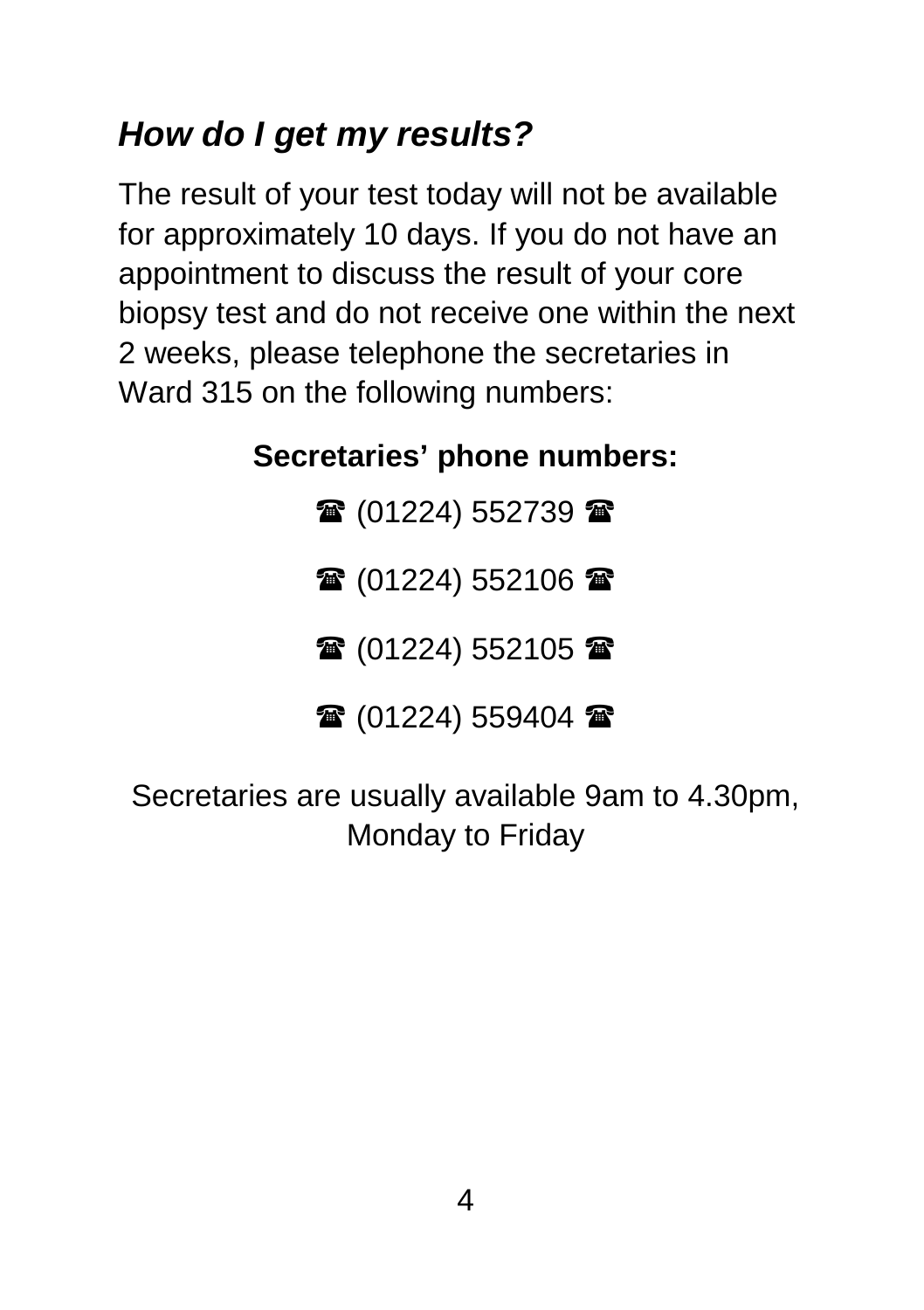### *How do I get my results?*

The result of your test today will not be available for approximately 10 days. If you do not have an appointment to discuss the result of your core biopsy test and do not receive one within the next 2 weeks, please telephone the secretaries in Ward 315 on the following numbers:

**Secretaries' phone numbers:**

☎ (01224) 552739 ☎

☎ (01224) 552106 ☎

☎ (01224) 552105 ☎

☎ (01224) 559404 ☎

Secretaries are usually available 9am to 4.30pm, Monday to Friday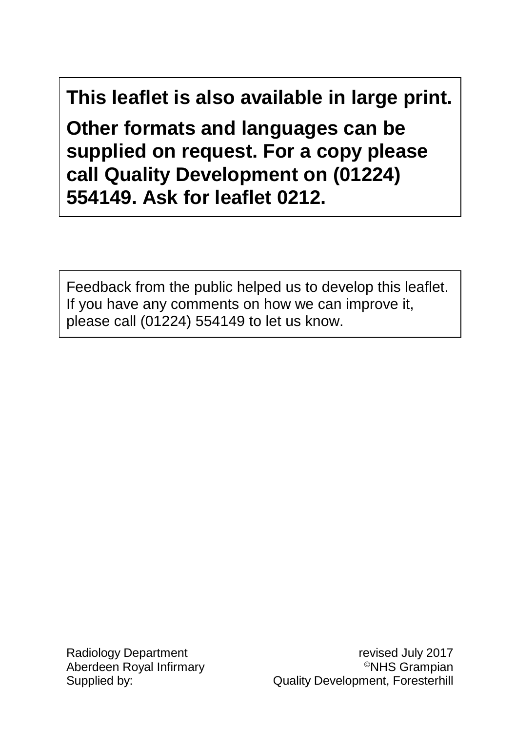**This leaflet is also available in large print.**

**Other formats and languages can be supplied on request. For a copy please call Quality Development on (01224) 554149. Ask for leaflet 0212.**

Feedback from the public helped us to develop this leaflet. If you have any comments on how we can improve it, please call (01224) 554149 to let us know.

Radiology Department
Aberdeen Royal Infirmary
Supplied by: Quality Development, Foresterhill

revised July 2017
©NHS Grampian